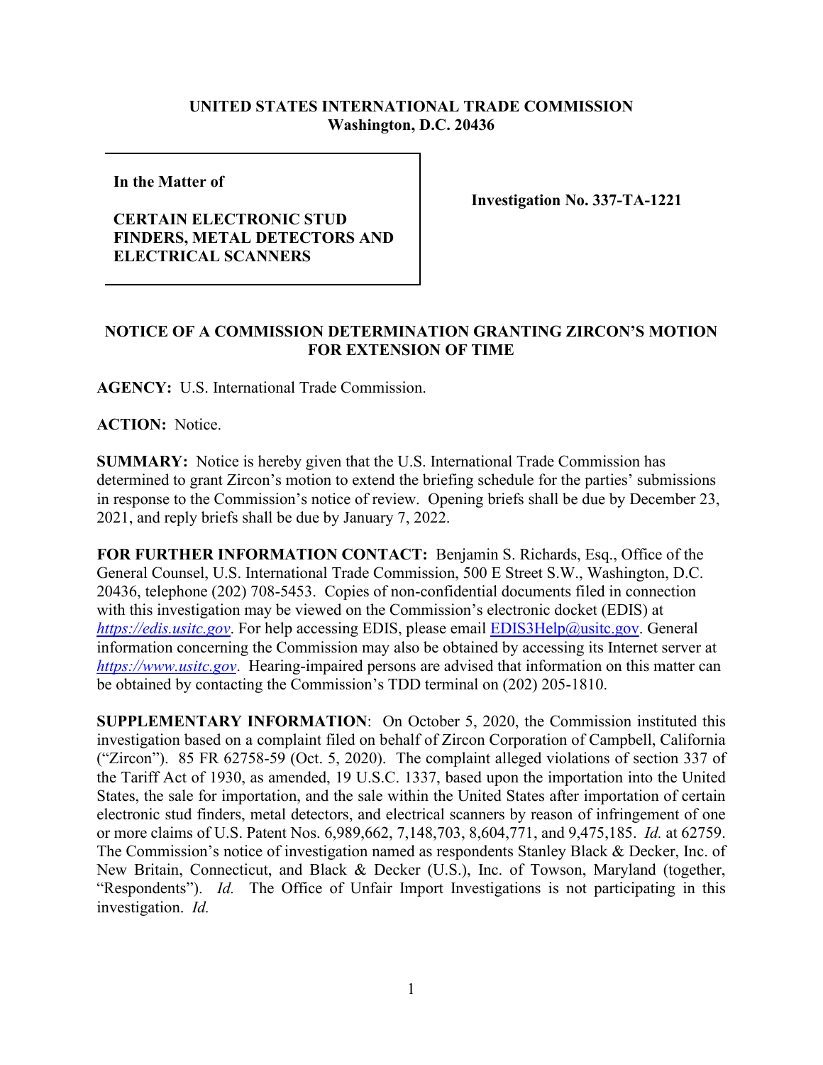**UNITED STATES INTERNATIONAL TRADE COMMISSION**
**Washington, D.C. 20436**

| **In the Matter of**<br><br>**CERTAIN ELECTRONIC STUD FINDERS, METAL DETECTORS AND ELECTRICAL SCANNERS** | **Investigation No. 337-TA-1221** |
|---|---|

## NOTICE OF A COMMISSION DETERMINATION GRANTING ZIRCON'S MOTION FOR EXTENSION OF TIME

**AGENCY:** U.S. International Trade Commission.

**ACTION:** Notice.

**SUMMARY:** Notice is hereby given that the U.S. International Trade Commission has determined to grant Zircon's motion to extend the briefing schedule for the parties' submissions in response to the Commission's notice of review. Opening briefs shall be due by December 23, 2021, and reply briefs shall be due by January 7, 2022.

**FOR FURTHER INFORMATION CONTACT:** Benjamin S. Richards, Esq., Office of the General Counsel, U.S. International Trade Commission, 500 E Street S.W., Washington, D.C. 20436, telephone (202) 708-5453. Copies of non-confidential documents filed in connection with this investigation may be viewed on the Commission's electronic docket (EDIS) at *https://edis.usitc.gov*. For help accessing EDIS, please email EDIS3Help@usitc.gov. General information concerning the Commission may also be obtained by accessing its Internet server at *https://www.usitc.gov*. Hearing-impaired persons are advised that information on this matter can be obtained by contacting the Commission's TDD terminal on (202) 205-1810.

**SUPPLEMENTARY INFORMATION**: On October 5, 2020, the Commission instituted this investigation based on a complaint filed on behalf of Zircon Corporation of Campbell, California ("Zircon"). 85 FR 62758-59 (Oct. 5, 2020). The complaint alleged violations of section 337 of the Tariff Act of 1930, as amended, 19 U.S.C. 1337, based upon the importation into the United States, the sale for importation, and the sale within the United States after importation of certain electronic stud finders, metal detectors, and electrical scanners by reason of infringement of one or more claims of U.S. Patent Nos. 6,989,662, 7,148,703, 8,604,771, and 9,475,185. *Id.* at 62759. The Commission's notice of investigation named as respondents Stanley Black & Decker, Inc. of New Britain, Connecticut, and Black & Decker (U.S.), Inc. of Towson, Maryland (together, "Respondents"). *Id.* The Office of Unfair Import Investigations is not participating in this investigation. *Id.*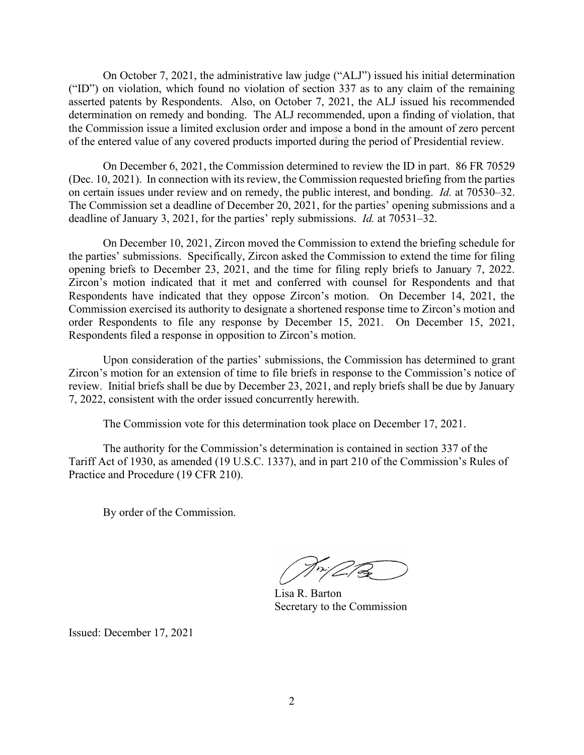On October 7, 2021, the administrative law judge ("ALJ") issued his initial determination ("ID") on violation, which found no violation of section 337 as to any claim of the remaining asserted patents by Respondents. Also, on October 7, 2021, the ALJ issued his recommended determination on remedy and bonding. The ALJ recommended, upon a finding of violation, that the Commission issue a limited exclusion order and impose a bond in the amount of zero percent of the entered value of any covered products imported during the period of Presidential review.

On December 6, 2021, the Commission determined to review the ID in part. 86 FR 70529 (Dec. 10, 2021). In connection with its review, the Commission requested briefing from the parties on certain issues under review and on remedy, the public interest, and bonding. *Id.* at 70530–32. The Commission set a deadline of December 20, 2021, for the parties' opening submissions and a deadline of January 3, 2021, for the parties' reply submissions. *Id.* at 70531–32.

On December 10, 2021, Zircon moved the Commission to extend the briefing schedule for the parties' submissions. Specifically, Zircon asked the Commission to extend the time for filing opening briefs to December 23, 2021, and the time for filing reply briefs to January 7, 2022. Zircon's motion indicated that it met and conferred with counsel for Respondents and that Respondents have indicated that they oppose Zircon's motion. On December 14, 2021, the Commission exercised its authority to designate a shortened response time to Zircon's motion and order Respondents to file any response by December 15, 2021. On December 15, 2021, Respondents filed a response in opposition to Zircon's motion.

Upon consideration of the parties' submissions, the Commission has determined to grant Zircon's motion for an extension of time to file briefs in response to the Commission's notice of review. Initial briefs shall be due by December 23, 2021, and reply briefs shall be due by January 7, 2022, consistent with the order issued concurrently herewith.

The Commission vote for this determination took place on December 17, 2021.

The authority for the Commission's determination is contained in section 337 of the Tariff Act of 1930, as amended (19 U.S.C. 1337), and in part 210 of the Commission's Rules of Practice and Procedure (19 CFR 210).

By order of the Commission.

Lisa R. Barton
Secretary to the Commission

Issued: December 17, 2021